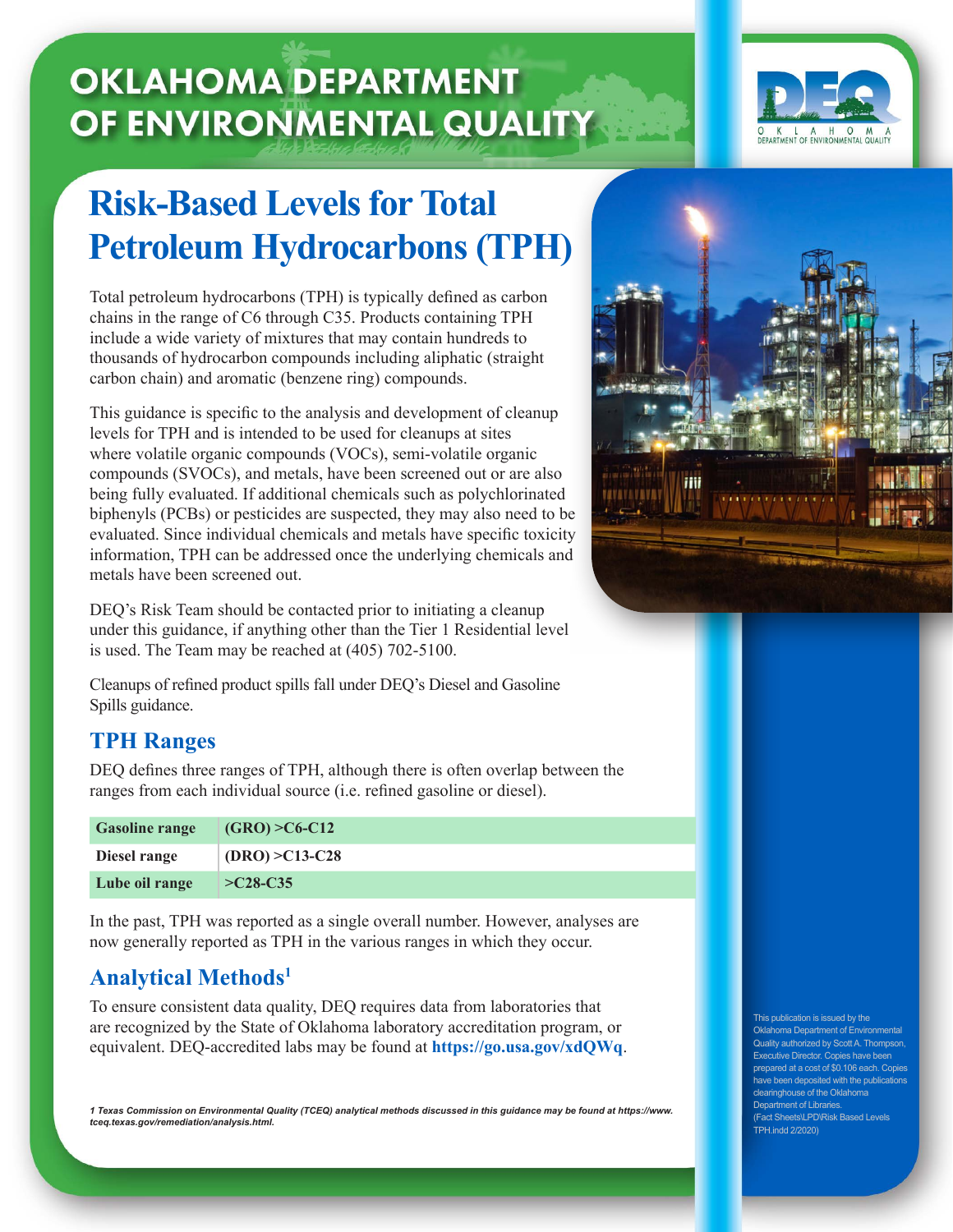# OKLAHOMA DEPARTMENT OF ENVIRONMENTAL QUALITY

# Risk-Based Levels for Total Petroleum Hydrocarbons (TPH)

Total petroleum hydrocarbons (TPH) is typically defined as carbon chains in the range of C6 through C35. Products containing TPH include a wide variety of mixtures that may contain hundreds to thousands of hydrocarbon compounds including aliphatic (straight carbon chain) and aromatic (benzene ring) compounds.

This guidance is specific to the analysis and development of cleanup levels for TPH and is intended to be used for cleanups at sites where volatile organic compounds (VOCs), semi-volatile organic compounds (SVOCs), and metals, have been screened out or are also being fully evaluated. If additional chemicals such as polychlorinated biphenyls (PCBs) or pesticides are suspected, they may also need to be evaluated. Since individual chemicals and metals have specific toxicity information, TPH can be addressed once the underlying chemicals and metals have been screened out.

DEQ's Risk Team should be contacted prior to initiating a cleanup under this guidance, if anything other than the Tier 1 Residential level is used. The Team may be reached at (405) 702-5100.

Cleanups of refined product spills fall under DEQ's Diesel and Gasoline Spills guidance.

## TPH Ranges

DEQ defines three ranges of TPH, although there is often overlap between the ranges from each individual source (i.e. refined gasoline or diesel).

| | |
|---|---|
| **Gasoline range** | **(GRO) >C6-C12** |
| **Diesel range** | **(DRO) >C13-C28** |
| **Lube oil range** | **>C28-C35** |

In the past, TPH was reported as a single overall number. However, analyses are now generally reported as TPH in the various ranges in which they occur.

## Analytical Methods[1]

To ensure consistent data quality, DEQ requires data from laboratories that are recognized by the State of Oklahoma laboratory accreditation program, or equivalent. DEQ-accredited labs may be found at **https://go.usa.gov/xdQWq**.

*1 Texas Commission on Environmental Quality (TCEQ) analytical methods discussed in this guidance may be found at https://www.tceq.texas.gov/remediation/analysis.html.*

This publication is issued by the Oklahoma Department of Environmental Quality authorized by Scott A. Thompson, Executive Director. Copies have been prepared at a cost of $0.106 each. Copies have been deposited with the publications clearinghouse of the Oklahoma Department of Libraries. (Fact Sheets\LPD\Risk Based Levels TPH.indd 2/2020)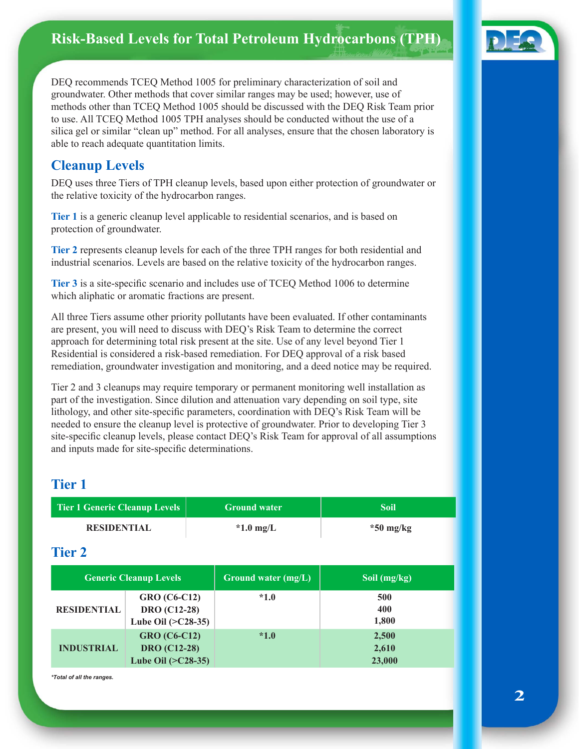# Risk-Based Levels for Total Petroleum Hydrocarbons (TPH)

DEQ recommends TCEQ Method 1005 for preliminary characterization of soil and groundwater. Other methods that cover similar ranges may be used; however, use of methods other than TCEQ Method 1005 should be discussed with the DEQ Risk Team prior to use. All TCEQ Method 1005 TPH analyses should be conducted without the use of a silica gel or similar "clean up" method. For all analyses, ensure that the chosen laboratory is able to reach adequate quantitation limits.

## Cleanup Levels

DEQ uses three Tiers of TPH cleanup levels, based upon either protection of groundwater or the relative toxicity of the hydrocarbon ranges.

**Tier 1** is a generic cleanup level applicable to residential scenarios, and is based on protection of groundwater.

**Tier 2** represents cleanup levels for each of the three TPH ranges for both residential and industrial scenarios. Levels are based on the relative toxicity of the hydrocarbon ranges.

**Tier 3** is a site-specific scenario and includes use of TCEQ Method 1006 to determine which aliphatic or aromatic fractions are present.

All three Tiers assume other priority pollutants have been evaluated. If other contaminants are present, you will need to discuss with DEQ's Risk Team to determine the correct approach for determining total risk present at the site. Use of any level beyond Tier 1 Residential is considered a risk-based remediation. For DEQ approval of a risk based remediation, groundwater investigation and monitoring, and a deed notice may be required.

Tier 2 and 3 cleanups may require temporary or permanent monitoring well installation as part of the investigation. Since dilution and attenuation vary depending on soil type, site lithology, and other site-specific parameters, coordination with DEQ's Risk Team will be needed to ensure the cleanup level is protective of groundwater. Prior to developing Tier 3 site-specific cleanup levels, please contact DEQ's Risk Team for approval of all assumptions and inputs made for site-specific determinations.

## Tier 1

| Tier 1 Generic Cleanup Levels | Ground water | Soil |
|---|---|---|
| **RESIDENTIAL** | ***1.0 mg/L** | ***50 mg/kg** |

## Tier 2

| Generic Cleanup Levels | | Ground water (mg/L) | Soil (mg/kg) |
|---|---|---|---|
| **RESIDENTIAL** | **GRO (C6-C12)** | ***1.0** | **500** |
| | **DRO (C12-28)** | | **400** |
| | **Lube Oil (>C28-35)** | | **1,800** |
| **INDUSTRIAL** | **GRO (C6-C12)** | ***1.0** | **2,500** |
| | **DRO (C12-28)** | | **2,610** |
| | **Lube Oil (>C28-35)** | | **23,000** |

****Total of all the ranges.***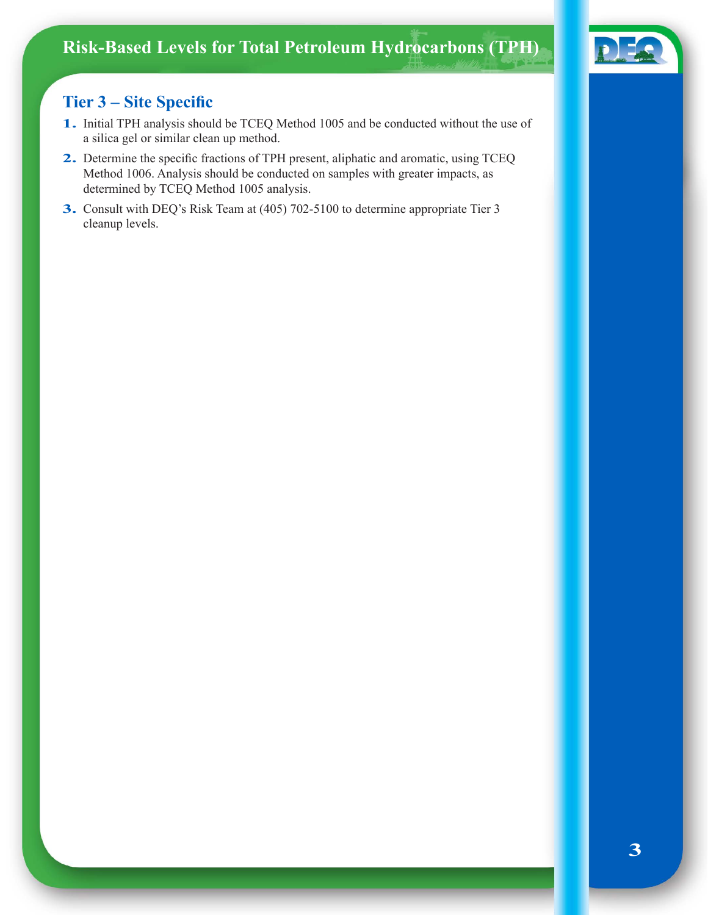## Tier 3 – Site Specific

1. Initial TPH analysis should be TCEQ Method 1005 and be conducted without the use of a silica gel or similar clean up method.
2. Determine the specific fractions of TPH present, aliphatic and aromatic, using TCEQ Method 1006. Analysis should be conducted on samples with greater impacts, as determined by TCEQ Method 1005 analysis.
3. Consult with DEQ's Risk Team at (405) 702-5100 to determine appropriate Tier 3 cleanup levels.